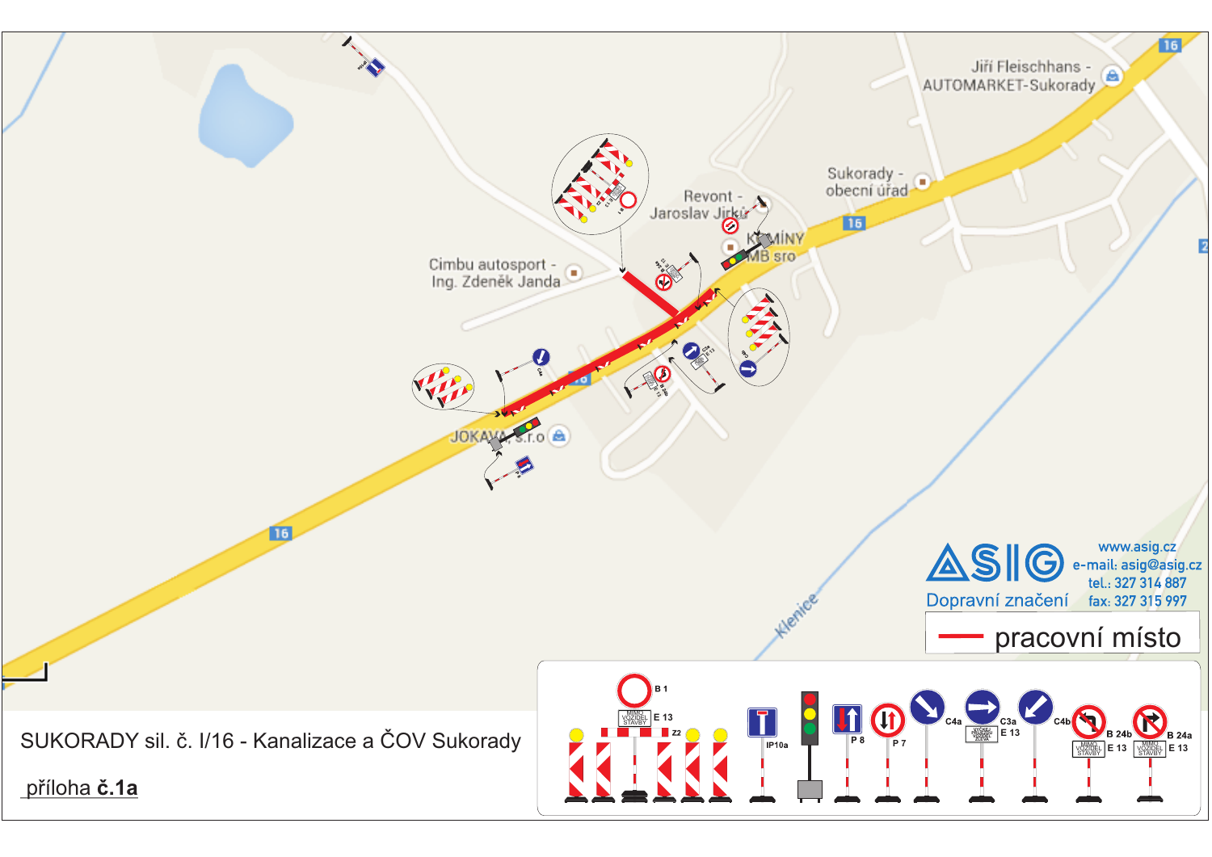# SUKORADY sil. č. I/16 - Kanalizace a ČOV Sukorady

příloha **č.1a**

ASIG
Dopravní značení

www.asig.cz
e-mail: asig@asig.cz
tel.: 327 314 887
fax: 327 315 997

pracovní místo

Jiří Fleischhans - AUTOMARKET-Sukorady

Sukorady - obecní úřad

Revont - Jaroslav Jirků

KOMÍNY MB sro

Cimbu autosport - Ing. Zdeněk Janda

JOKAVA, s.r.o

Klenice

16

B 1, E 13, Z2, IP10a, P 8, P 7, C4a, C3a, E 13, C4b, B 24b, E 13, B 24a, E 13

MIMO VOZIDEL STAVBY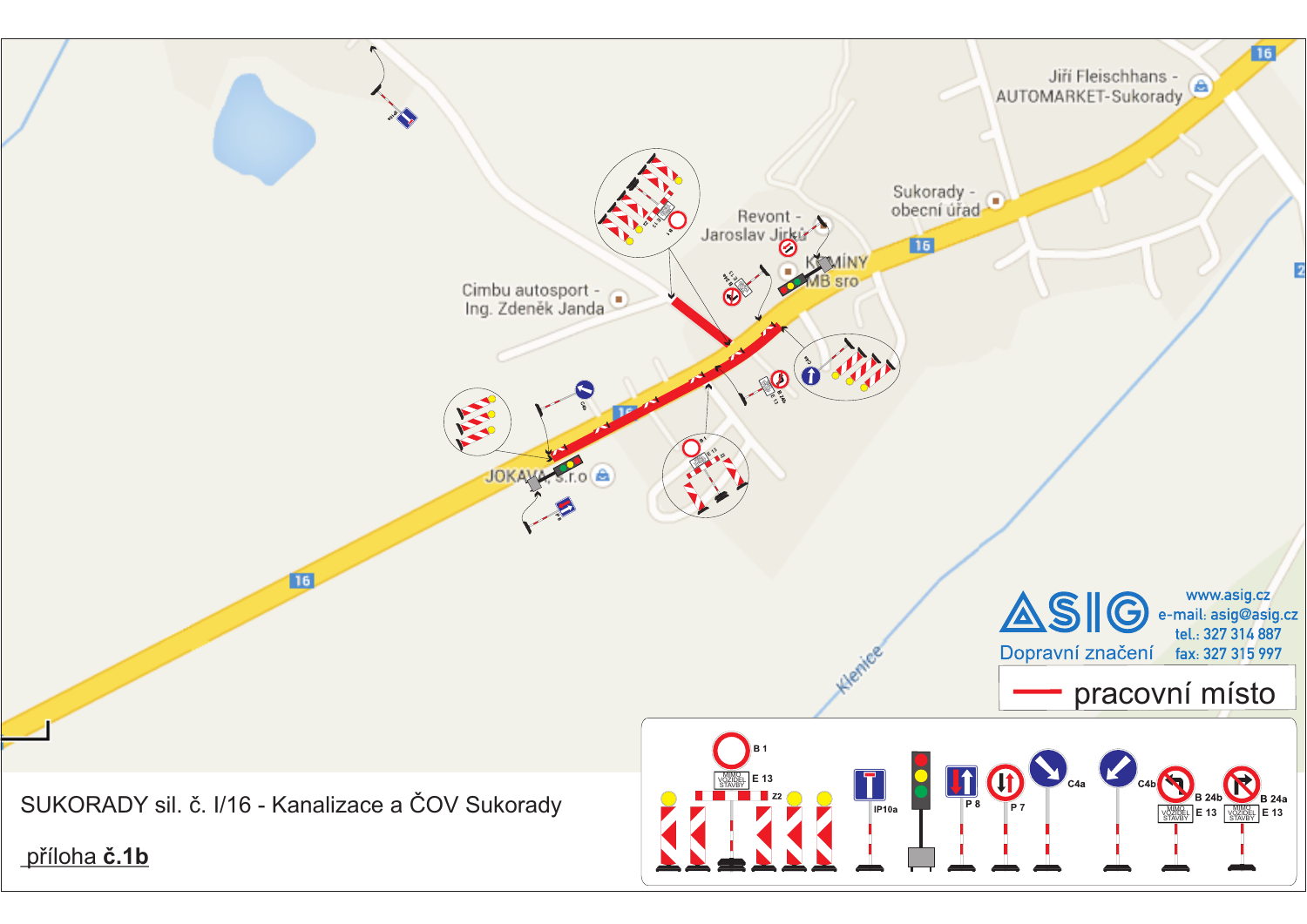SUKORADY sil. č. I/16 - Kanalizace a ČOV Sukorady

příloha **č.1b**

ASIG
Dopravní značení

www.asig.cz
e-mail: asig@asig.cz
tel.: 327 314 887
fax: 327 315 997

pracovní místo

B 1
E 13
Z2
IP10a
P 8
P 7
C4a
C4b
B 24b
E 13
B 24a
E 13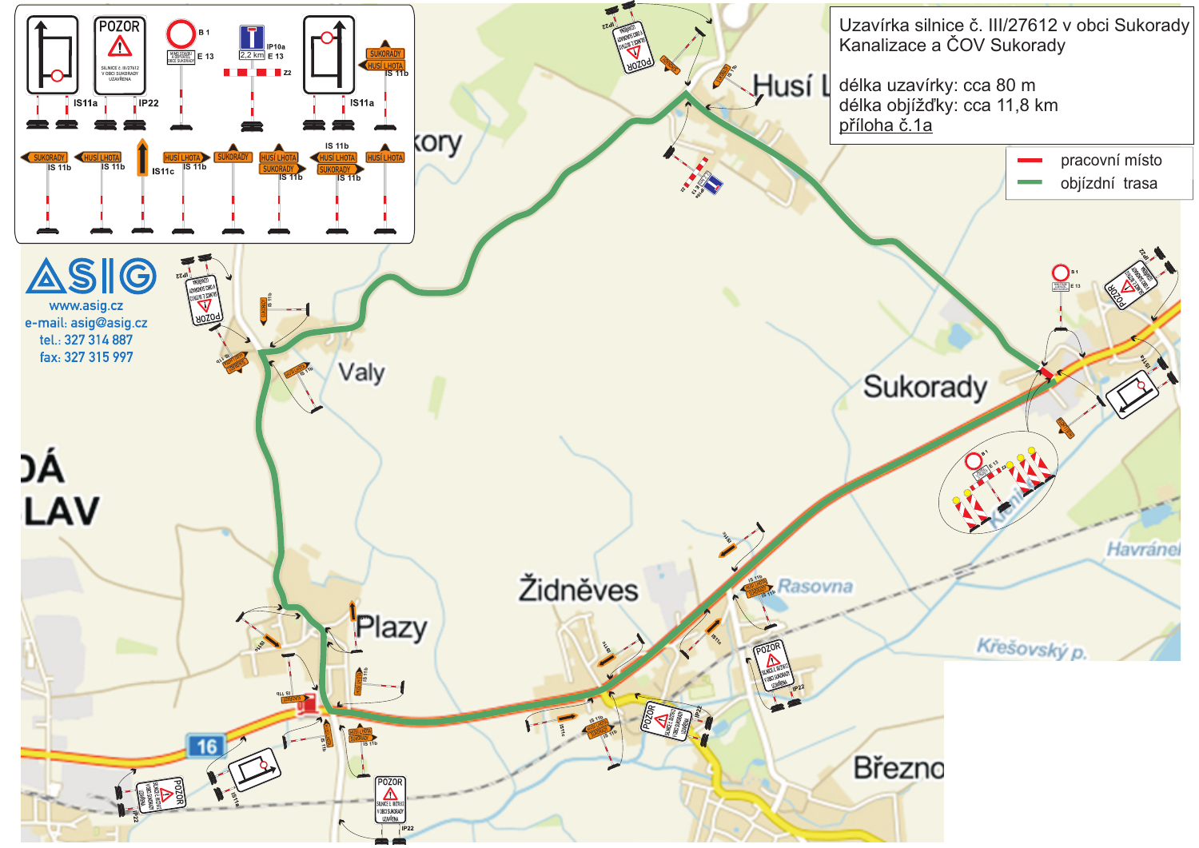Uzavírka silnice č. III/27612 v obci Sukorady
Kanalizace a ČOV Sukorady

délka uzavírky: cca 80 m
délka objížďky: cca 11,8 km
příloha č.1a

pracovní místo
objízdní trasa

IS11a
POZOR
SILNICE č. III/27612 V OBCI SUKORADY UZAVŘENA
IP22
B 1
E 13
IP10a
2,2 km
E 13
Z2
IS11a
SUKORADY
HUSÍ LHOTA
IS 11b
SUKORADY
IS 11b
HUSÍ LHOTA
IS 11b
IS11c
HUSÍ LHOTA
IS 11b
SUKORADY
HUSÍ LHOTA
SUKORADY
IS 11b
IS 11b
HUSÍ LHOTA
SUKORADY
IS 11b
HUSÍ LHOTA

ASIG
www.asig.cz
e-mail: asig@asig.cz
tel.: 327 314 887
fax: 327 315 997

Husí Lhota
Valy
Sukorady
Plazy
Židněves
Rasovna
Havránek
Křešovský p.
Březno
16